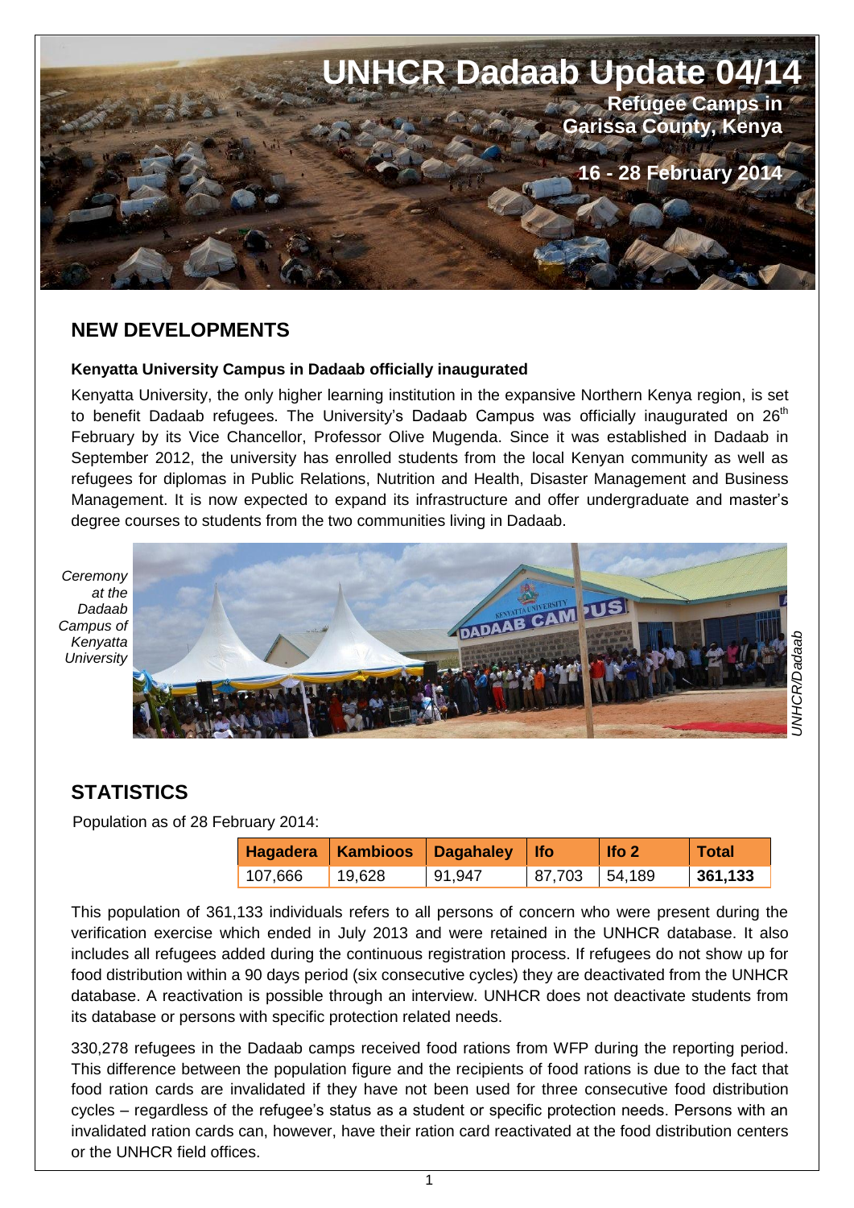# UNHCR Dadaab Update 04/14

**Refugee Camps in Garissa County, Kenya**

**16 - 28 February 2014**

## NEW DEVELOPMENTS

### Kenyatta University Campus in Dadaab officially inaugurated

Kenyatta University, the only higher learning institution in the expansive Northern Kenya region, is set to benefit Dadaab refugees. The University's Dadaab Campus was officially inaugurated on 26th February by its Vice Chancellor, Professor Olive Mugenda. Since it was established in Dadaab in September 2012, the university has enrolled students from the local Kenyan community as well as refugees for diplomas in Public Relations, Nutrition and Health, Disaster Management and Business Management. It is now expected to expand its infrastructure and offer undergraduate and master's degree courses to students from the two communities living in Dadaab.

*Ceremony at the Dadaab Campus of Kenyatta University*

*UNHCR/Dadaab*

## STATISTICS

Population as of 28 February 2014:

| Hagadera | Kambioos | Dagahaley | Ifo | Ifo 2 | Total |
|---|---|---|---|---|---|
| 107,666 | 19,628 | 91,947 | 87,703 | 54,189 | **361,133** |

This population of 361,133 individuals refers to all persons of concern who were present during the verification exercise which ended in July 2013 and were retained in the UNHCR database. It also includes all refugees added during the continuous registration process. If refugees do not show up for food distribution within a 90 days period (six consecutive cycles) they are deactivated from the UNHCR database. A reactivation is possible through an interview. UNHCR does not deactivate students from its database or persons with specific protection related needs.

330,278 refugees in the Dadaab camps received food rations from WFP during the reporting period. This difference between the population figure and the recipients of food rations is due to the fact that food ration cards are invalidated if they have not been used for three consecutive food distribution cycles – regardless of the refugee's status as a student or specific protection needs. Persons with an invalidated ration cards can, however, have their ration card reactivated at the food distribution centers or the UNHCR field offices.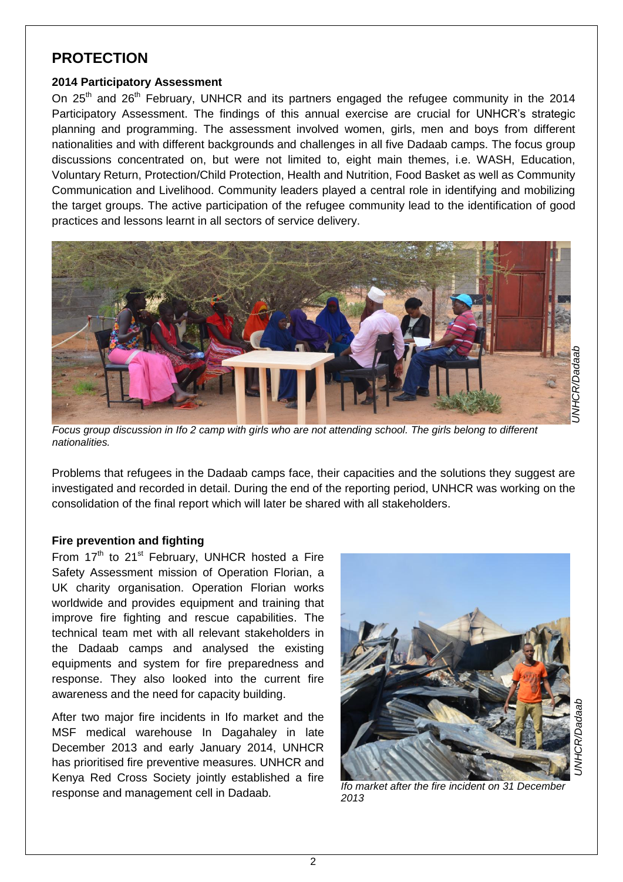## PROTECTION

### 2014 Participatory Assessment

On 25th and 26th February, UNHCR and its partners engaged the refugee community in the 2014 Participatory Assessment. The findings of this annual exercise are crucial for UNHCR's strategic planning and programming. The assessment involved women, girls, men and boys from different nationalities and with different backgrounds and challenges in all five Dadaab camps. The focus group discussions concentrated on, but were not limited to, eight main themes, i.e. WASH, Education, Voluntary Return, Protection/Child Protection, Health and Nutrition, Food Basket as well as Community Communication and Livelihood. Community leaders played a central role in identifying and mobilizing the target groups. The active participation of the refugee community lead to the identification of good practices and lessons learnt in all sectors of service delivery.

*Focus group discussion in Ifo 2 camp with girls who are not attending school. The girls belong to different nationalities.*

UNHCR/Dadaab

Problems that refugees in the Dadaab camps face, their capacities and the solutions they suggest are investigated and recorded in detail. During the end of the reporting period, UNHCR was working on the consolidation of the final report which will later be shared with all stakeholders.

### Fire prevention and fighting

From 17th to 21st February, UNHCR hosted a Fire Safety Assessment mission of Operation Florian, a UK charity organisation. Operation Florian works worldwide and provides equipment and training that improve fire fighting and rescue capabilities. The technical team met with all relevant stakeholders in the Dadaab camps and analysed the existing equipments and system for fire preparedness and response. They also looked into the current fire awareness and the need for capacity building.

After two major fire incidents in Ifo market and the MSF medical warehouse In Dagahaley in late December 2013 and early January 2014, UNHCR has prioritised fire preventive measures. UNHCR and Kenya Red Cross Society jointly established a fire response and management cell in Dadaab.

*Ifo market after the fire incident on 31 December 2013*

UNHCR/Dadaab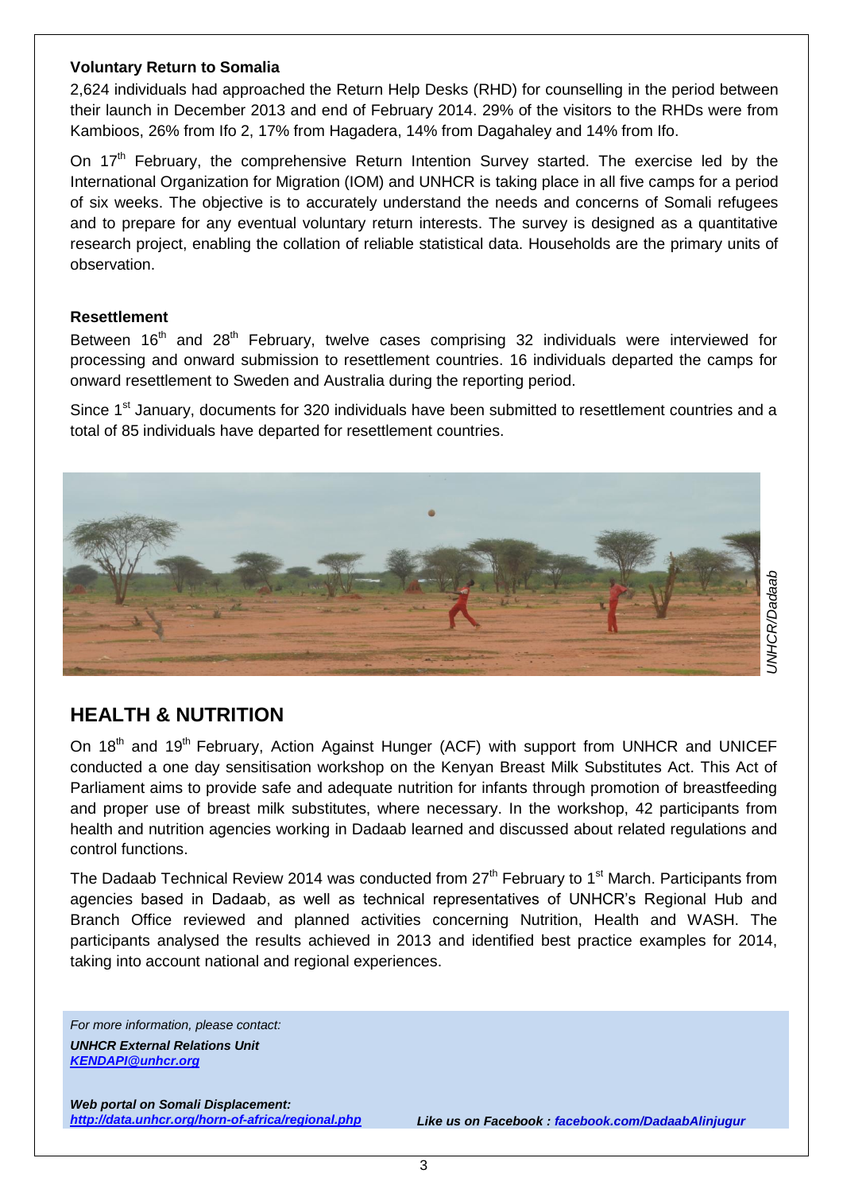**Voluntary Return to Somalia**

2,624 individuals had approached the Return Help Desks (RHD) for counselling in the period between their launch in December 2013 and end of February 2014. 29% of the visitors to the RHDs were from Kambioos, 26% from Ifo 2, 17% from Hagadera, 14% from Dagahaley and 14% from Ifo.

On 17th February, the comprehensive Return Intention Survey started. The exercise led by the International Organization for Migration (IOM) and UNHCR is taking place in all five camps for a period of six weeks. The objective is to accurately understand the needs and concerns of Somali refugees and to prepare for any eventual voluntary return interests. The survey is designed as a quantitative research project, enabling the collation of reliable statistical data. Households are the primary units of observation.

**Resettlement**

Between 16th and 28th February, twelve cases comprising 32 individuals were interviewed for processing and onward submission to resettlement countries. 16 individuals departed the camps for onward resettlement to Sweden and Australia during the reporting period.

Since 1st January, documents for 320 individuals have been submitted to resettlement countries and a total of 85 individuals have departed for resettlement countries.

*UNHCR/Dadaab*

## HEALTH & NUTRITION

On 18th and 19th February, Action Against Hunger (ACF) with support from UNHCR and UNICEF conducted a one day sensitisation workshop on the Kenyan Breast Milk Substitutes Act. This Act of Parliament aims to provide safe and adequate nutrition for infants through promotion of breastfeeding and proper use of breast milk substitutes, where necessary. In the workshop, 42 participants from health and nutrition agencies working in Dadaab learned and discussed about related regulations and control functions.

The Dadaab Technical Review 2014 was conducted from 27th February to 1st March. Participants from agencies based in Dadaab, as well as technical representatives of UNHCR's Regional Hub and Branch Office reviewed and planned activities concerning Nutrition, Health and WASH. The participants analysed the results achieved in 2013 and identified best practice examples for 2014, taking into account national and regional experiences.

*For more information, please contact:*
***UNHCR External Relations Unit***
***KENDAPI@unhcr.org***

***Web portal on Somali Displacement:***
***http://data.unhcr.org/horn-of-africa/regional.php***

***Like us on Facebook : facebook.com/DadaabAlinjugur***